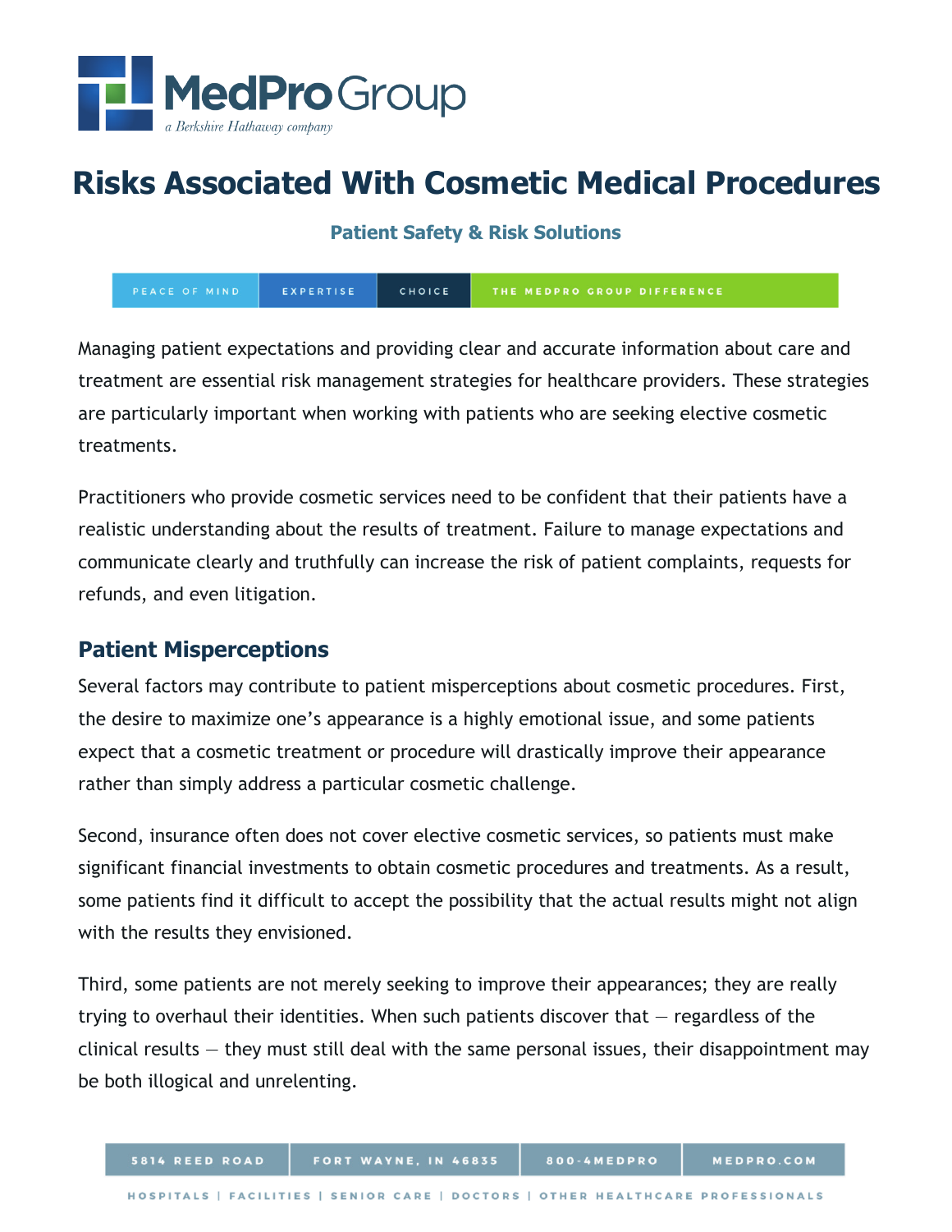# Risks Associated With Cosmetic Medical Procedures

## Patient Safety & Risk Solutions

Managing patient expectations and providing clear and accurate information about care and treatment are essential risk management strategies for healthcare providers. These strategies are particularly important when working with patients who are seeking elective cosmetic treatments.

Practitioners who provide cosmetic services need to be confident that their patients have a realistic understanding about the results of treatment. Failure to manage expectations and communicate clearly and truthfully can increase the risk of patient complaints, requests for refunds, and even litigation.

## Patient Misperceptions

Several factors may contribute to patient misperceptions about cosmetic procedures. First, the desire to maximize one's appearance is a highly emotional issue, and some patients expect that a cosmetic treatment or procedure will drastically improve their appearance rather than simply address a particular cosmetic challenge.

Second, insurance often does not cover elective cosmetic services, so patients must make significant financial investments to obtain cosmetic procedures and treatments. As a result, some patients find it difficult to accept the possibility that the actual results might not align with the results they envisioned.

Third, some patients are not merely seeking to improve their appearances; they are really trying to overhaul their identities. When such patients discover that — regardless of the clinical results — they must still deal with the same personal issues, their disappointment may be both illogical and unrelenting.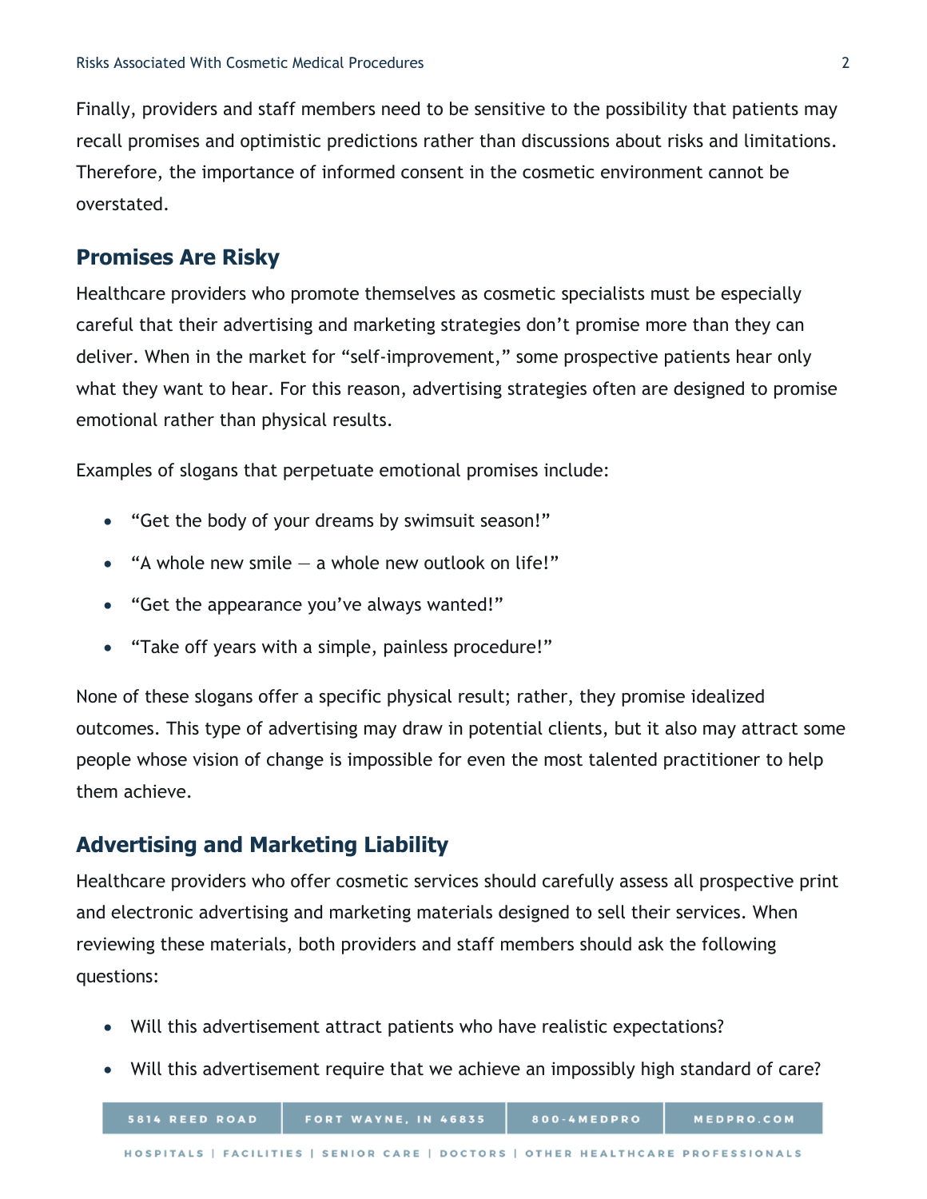Finally, providers and staff members need to be sensitive to the possibility that patients may recall promises and optimistic predictions rather than discussions about risks and limitations. Therefore, the importance of informed consent in the cosmetic environment cannot be overstated.

## Promises Are Risky

Healthcare providers who promote themselves as cosmetic specialists must be especially careful that their advertising and marketing strategies don't promise more than they can deliver. When in the market for "self-improvement," some prospective patients hear only what they want to hear. For this reason, advertising strategies often are designed to promise emotional rather than physical results.

Examples of slogans that perpetuate emotional promises include:

- "Get the body of your dreams by swimsuit season!"
- "A whole new smile — a whole new outlook on life!"
- "Get the appearance you've always wanted!"
- "Take off years with a simple, painless procedure!"

None of these slogans offer a specific physical result; rather, they promise idealized outcomes. This type of advertising may draw in potential clients, but it also may attract some people whose vision of change is impossible for even the most talented practitioner to help them achieve.

## Advertising and Marketing Liability

Healthcare providers who offer cosmetic services should carefully assess all prospective print and electronic advertising and marketing materials designed to sell their services. When reviewing these materials, both providers and staff members should ask the following questions:

- Will this advertisement attract patients who have realistic expectations?
- Will this advertisement require that we achieve an impossibly high standard of care?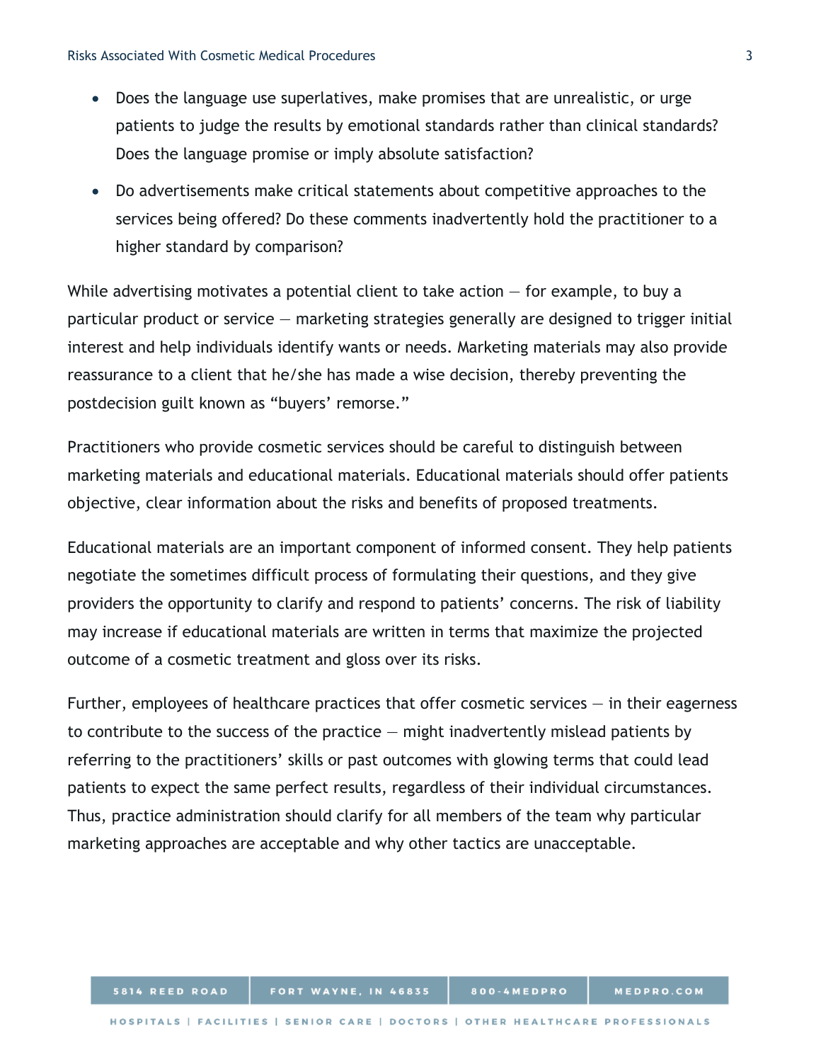- Does the language use superlatives, make promises that are unrealistic, or urge patients to judge the results by emotional standards rather than clinical standards? Does the language promise or imply absolute satisfaction?
- Do advertisements make critical statements about competitive approaches to the services being offered? Do these comments inadvertently hold the practitioner to a higher standard by comparison?

While advertising motivates a potential client to take action — for example, to buy a particular product or service — marketing strategies generally are designed to trigger initial interest and help individuals identify wants or needs. Marketing materials may also provide reassurance to a client that he/she has made a wise decision, thereby preventing the postdecision guilt known as "buyers' remorse."

Practitioners who provide cosmetic services should be careful to distinguish between marketing materials and educational materials. Educational materials should offer patients objective, clear information about the risks and benefits of proposed treatments.

Educational materials are an important component of informed consent. They help patients negotiate the sometimes difficult process of formulating their questions, and they give providers the opportunity to clarify and respond to patients' concerns. The risk of liability may increase if educational materials are written in terms that maximize the projected outcome of a cosmetic treatment and gloss over its risks.

Further, employees of healthcare practices that offer cosmetic services — in their eagerness to contribute to the success of the practice — might inadvertently mislead patients by referring to the practitioners' skills or past outcomes with glowing terms that could lead patients to expect the same perfect results, regardless of their individual circumstances. Thus, practice administration should clarify for all members of the team why particular marketing approaches are acceptable and why other tactics are unacceptable.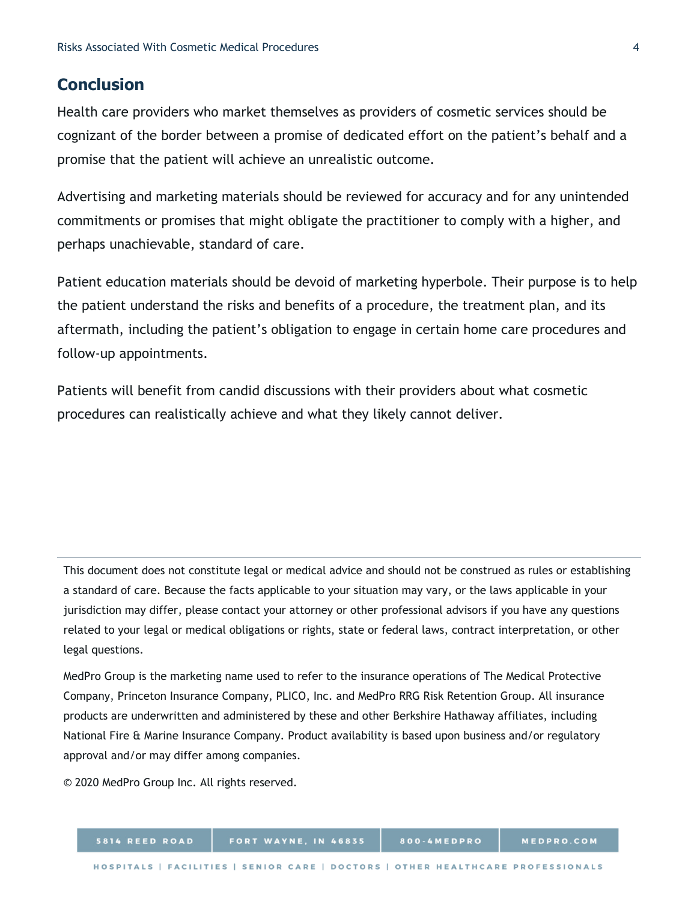## Conclusion

Health care providers who market themselves as providers of cosmetic services should be cognizant of the border between a promise of dedicated effort on the patient's behalf and a promise that the patient will achieve an unrealistic outcome.

Advertising and marketing materials should be reviewed for accuracy and for any unintended commitments or promises that might obligate the practitioner to comply with a higher, and perhaps unachievable, standard of care.

Patient education materials should be devoid of marketing hyperbole. Their purpose is to help the patient understand the risks and benefits of a procedure, the treatment plan, and its aftermath, including the patient's obligation to engage in certain home care procedures and follow-up appointments.

Patients will benefit from candid discussions with their providers about what cosmetic procedures can realistically achieve and what they likely cannot deliver.

---

This document does not constitute legal or medical advice and should not be construed as rules or establishing a standard of care. Because the facts applicable to your situation may vary, or the laws applicable in your jurisdiction may differ, please contact your attorney or other professional advisors if you have any questions related to your legal or medical obligations or rights, state or federal laws, contract interpretation, or other legal questions.

MedPro Group is the marketing name used to refer to the insurance operations of The Medical Protective Company, Princeton Insurance Company, PLICO, Inc. and MedPro RRG Risk Retention Group. All insurance products are underwritten and administered by these and other Berkshire Hathaway affiliates, including National Fire & Marine Insurance Company. Product availability is based upon business and/or regulatory approval and/or may differ among companies.

© 2020 MedPro Group Inc. All rights reserved.

5814 REED ROAD | FORT WAYNE, IN 46835 | 800-4MEDPRO | MEDPRO.COM

HOSPITALS | FACILITIES | SENIOR CARE | DOCTORS | OTHER HEALTHCARE PROFESSIONALS